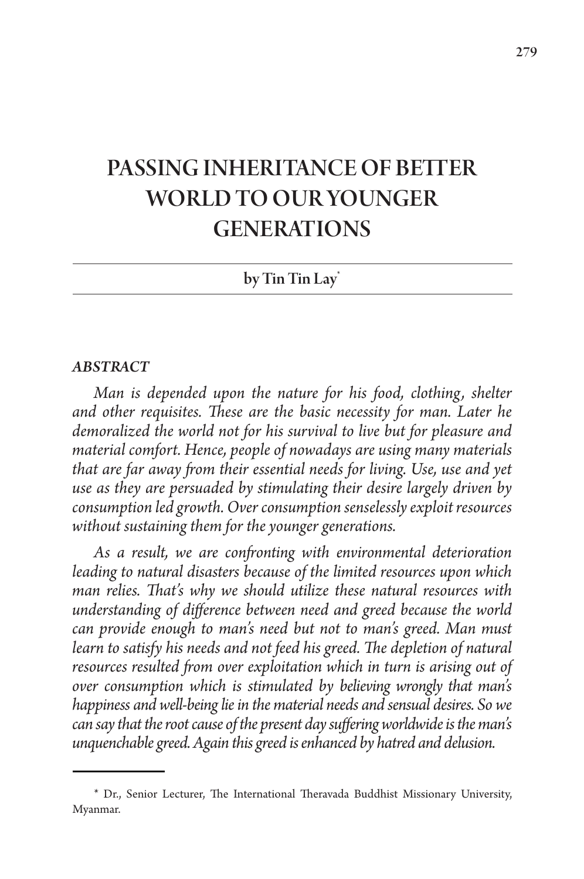# PASSING INHERITANCE OF BETTER WORLD TO OUR YOUNGER GENERATIONS

by Tin Tin Lay*

### *ABSTRACT*

*Man is depended upon the nature for his food, clothing, shelter and other requisites. These are the basic necessity for man. Later he demoralized the world not for his survival to live but for pleasure and material comfort. Hence, people of nowadays are using many materials that are far away from their essential needs for living. Use, use and yet use as they are persuaded by stimulating their desire largely driven by consumption led growth. Over consumption senselessly exploit resources without sustaining them for the younger generations.*

*As a result, we are confronting with environmental deterioration leading to natural disasters because of the limited resources upon which man relies. That's why we should utilize these natural resources with understanding of difference between need and greed because the world can provide enough to man's need but not to man's greed. Man must learn to satisfy his needs and not feed his greed. The depletion of natural resources resulted from over exploitation which in turn is arising out of over consumption which is stimulated by believing wrongly that man's happiness and well-being lie in the material needs and sensual desires. So we can say that the root cause of the present day suffering worldwide is the man's unquenchable greed. Again this greed is enhanced by hatred and delusion.*

---

* Dr., Senior Lecturer, The International Theravada Buddhist Missionary University, Myanmar.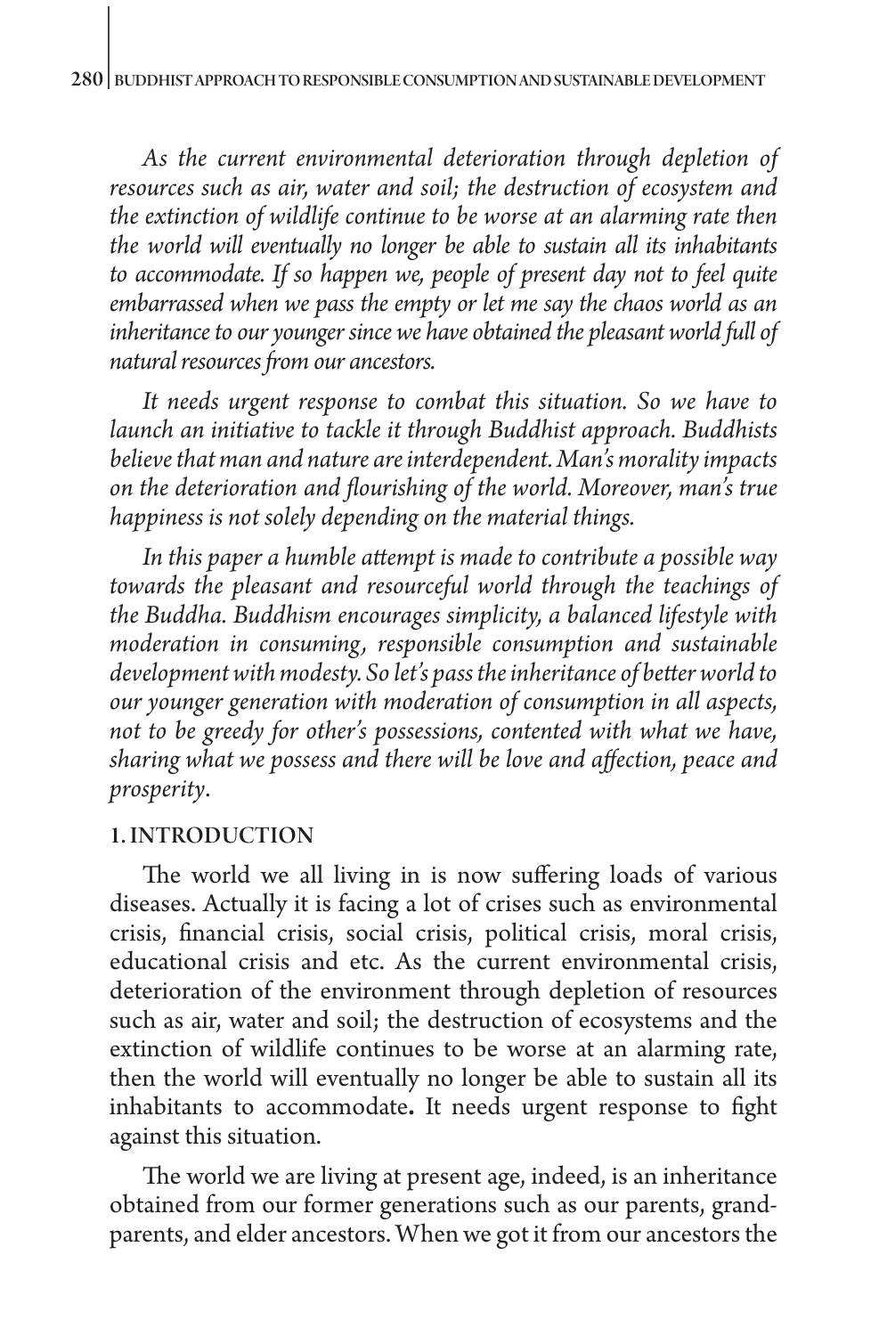*As the current environmental deterioration through depletion of resources such as air, water and soil; the destruction of ecosystem and the extinction of wildlife continue to be worse at an alarming rate then the world will eventually no longer be able to sustain all its inhabitants to accommodate. If so happen we, people of present day not to feel quite embarrassed when we pass the empty or let me say the chaos world as an inheritance to our younger since we have obtained the pleasant world full of natural resources from our ancestors.*

*It needs urgent response to combat this situation. So we have to launch an initiative to tackle it through Buddhist approach. Buddhists believe that man and nature are interdependent. Man's morality impacts on the deterioration and flourishing of the world. Moreover, man's true happiness is not solely depending on the material things.*

*In this paper a humble attempt is made to contribute a possible way towards the pleasant and resourceful world through the teachings of the Buddha. Buddhism encourages simplicity, a balanced lifestyle with moderation in consuming, responsible consumption and sustainable development with modesty. So let's pass the inheritance of better world to our younger generation with moderation of consumption in all aspects, not to be greedy for other's possessions, contented with what we have, sharing what we possess and there will be love and affection, peace and prosperity*.

## 1. INTRODUCTION

The world we all living in is now suffering loads of various diseases. Actually it is facing a lot of crises such as environmental crisis, financial crisis, social crisis, political crisis, moral crisis, educational crisis and etc. As the current environmental crisis, deterioration of the environment through depletion of resources such as air, water and soil; the destruction of ecosystems and the extinction of wildlife continues to be worse at an alarming rate, then the world will eventually no longer be able to sustain all its inhabitants to accommodate**.** It needs urgent response to fight against this situation.

The world we are living at present age, indeed, is an inheritance obtained from our former generations such as our parents, grand-parents, and elder ancestors. When we got it from our ancestors the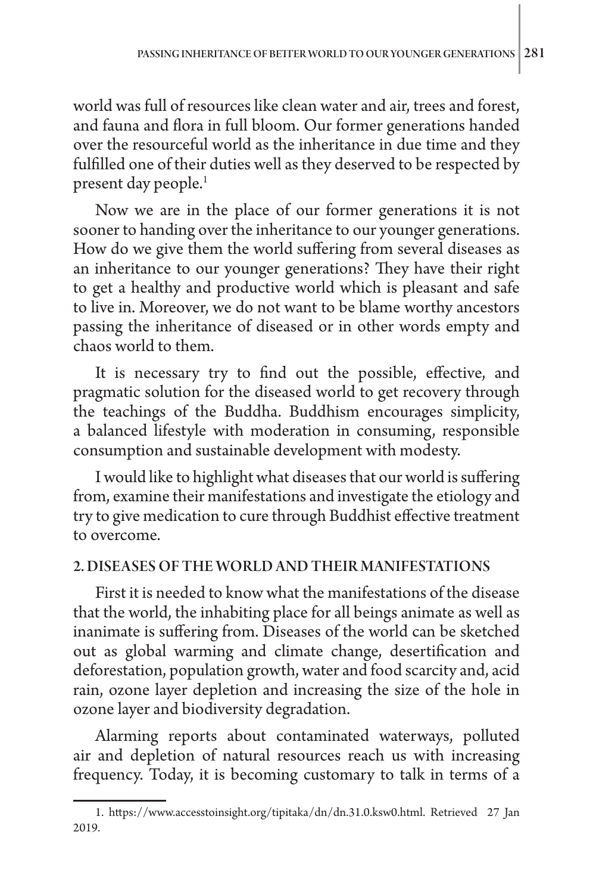world was full of resources like clean water and air, trees and forest, and fauna and flora in full bloom. Our former generations handed over the resourceful world as the inheritance in due time and they fulfilled one of their duties well as they deserved to be respected by present day people.[1]

Now we are in the place of our former generations it is not sooner to handing over the inheritance to our younger generations. How do we give them the world suffering from several diseases as an inheritance to our younger generations? They have their right to get a healthy and productive world which is pleasant and safe to live in. Moreover, we do not want to be blame worthy ancestors passing the inheritance of diseased or in other words empty and chaos world to them.

It is necessary try to find out the possible, effective, and pragmatic solution for the diseased world to get recovery through the teachings of the Buddha. Buddhism encourages simplicity, a balanced lifestyle with moderation in consuming, responsible consumption and sustainable development with modesty.

I would like to highlight what diseases that our world is suffering from, examine their manifestations and investigate the etiology and try to give medication to cure through Buddhist effective treatment to overcome.

## 2. DISEASES OF THE WORLD AND THEIR MANIFESTATIONS

First it is needed to know what the manifestations of the disease that the world, the inhabiting place for all beings animate as well as inanimate is suffering from. Diseases of the world can be sketched out as global warming and climate change, desertification and deforestation, population growth, water and food scarcity and, acid rain, ozone layer depletion and increasing the size of the hole in ozone layer and biodiversity degradation.

Alarming reports about contaminated waterways, polluted air and depletion of natural resources reach us with increasing frequency. Today, it is becoming customary to talk in terms of a

1. https://www.accesstoinsight.org/tipitaka/dn/dn.31.0.ksw0.html. Retrieved 27 Jan 2019.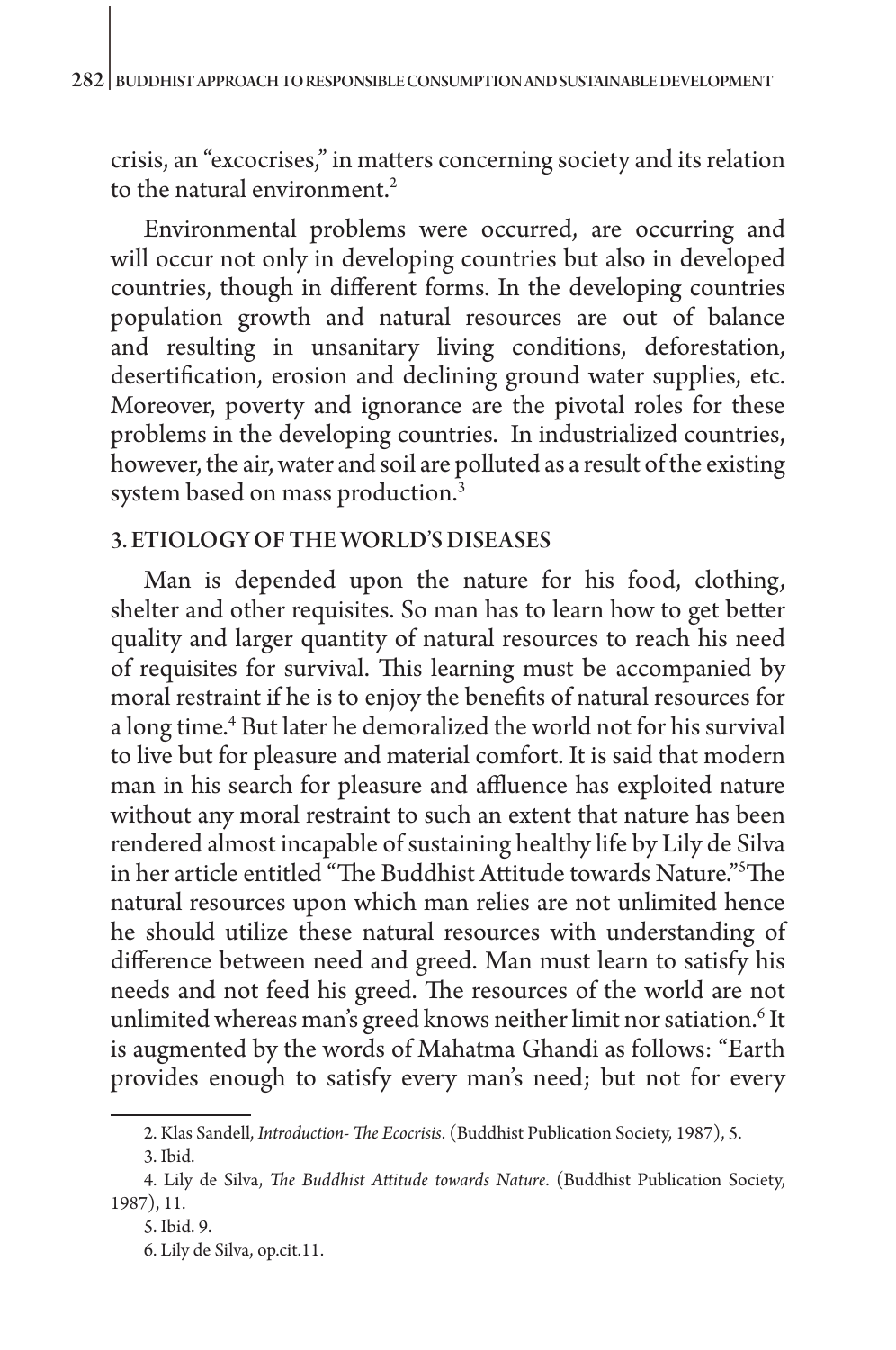crisis, an "excocrises," in matters concerning society and its relation to the natural environment.[2]

Environmental problems were occurred, are occurring and will occur not only in developing countries but also in developed countries, though in different forms. In the developing countries population growth and natural resources are out of balance and resulting in unsanitary living conditions, deforestation, desertification, erosion and declining ground water supplies, etc. Moreover, poverty and ignorance are the pivotal roles for these problems in the developing countries. In industrialized countries, however, the air, water and soil are polluted as a result of the existing system based on mass production.[3]

## 3. ETIOLOGY OF THE WORLD'S DISEASES

Man is depended upon the nature for his food, clothing, shelter and other requisites. So man has to learn how to get better quality and larger quantity of natural resources to reach his need of requisites for survival. This learning must be accompanied by moral restraint if he is to enjoy the benefits of natural resources for a long time.[4] But later he demoralized the world not for his survival to live but for pleasure and material comfort. It is said that modern man in his search for pleasure and affluence has exploited nature without any moral restraint to such an extent that nature has been rendered almost incapable of sustaining healthy life by Lily de Silva in her article entitled "The Buddhist Attitude towards Nature."[5]The natural resources upon which man relies are not unlimited hence he should utilize these natural resources with understanding of difference between need and greed. Man must learn to satisfy his needs and not feed his greed. The resources of the world are not unlimited whereas man's greed knows neither limit nor satiation.[6] It is augmented by the words of Mahatma Ghandi as follows: "Earth provides enough to satisfy every man's need; but not for every

---

2. Klas Sandell, *Introduction- The Ecocrisis*. (Buddhist Publication Society, 1987), 5.

3. Ibid.

4. Lily de Silva, *The Buddhist Attitude towards Nature*. (Buddhist Publication Society, 1987), 11.

5. Ibid. 9.

6. Lily de Silva, op.cit.11.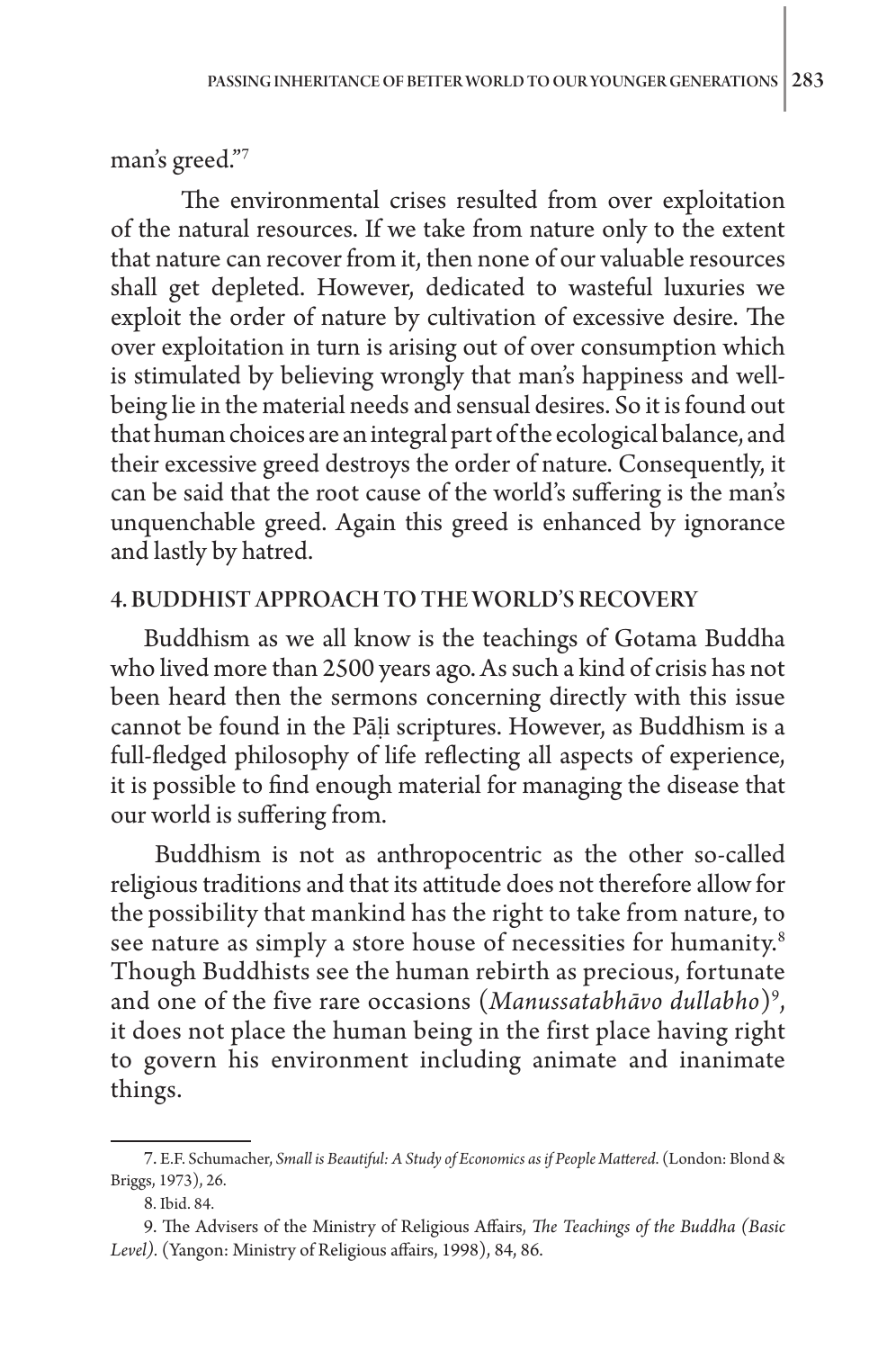man's greed."[7]

The environmental crises resulted from over exploitation of the natural resources. If we take from nature only to the extent that nature can recover from it, then none of our valuable resources shall get depleted. However, dedicated to wasteful luxuries we exploit the order of nature by cultivation of excessive desire. The over exploitation in turn is arising out of over consumption which is stimulated by believing wrongly that man's happiness and well-being lie in the material needs and sensual desires. So it is found out that human choices are an integral part of the ecological balance, and their excessive greed destroys the order of nature. Consequently, it can be said that the root cause of the world's suffering is the man's unquenchable greed. Again this greed is enhanced by ignorance and lastly by hatred.

## 4. BUDDHIST APPROACH TO THE WORLD'S RECOVERY

Buddhism as we all know is the teachings of Gotama Buddha who lived more than 2500 years ago. As such a kind of crisis has not been heard then the sermons concerning directly with this issue cannot be found in the Pāḷi scriptures. However, as Buddhism is a full-fledged philosophy of life reflecting all aspects of experience, it is possible to find enough material for managing the disease that our world is suffering from.

Buddhism is not as anthropocentric as the other so-called religious traditions and that its attitude does not therefore allow for the possibility that mankind has the right to take from nature, to see nature as simply a store house of necessities for humanity.[8] Though Buddhists see the human rebirth as precious, fortunate and one of the five rare occasions (*Manussatabhāvo dullabho*)[9], it does not place the human being in the first place having right to govern his environment including animate and inanimate things.

---

7. E.F. Schumacher, *Small is Beautiful: A Study of Economics as if People Mattered*. (London: Blond & Briggs, 1973), 26.

8. Ibid. 84.

9. The Advisers of the Ministry of Religious Affairs, *The Teachings of the Buddha (Basic Level)*. (Yangon: Ministry of Religious affairs, 1998), 84, 86.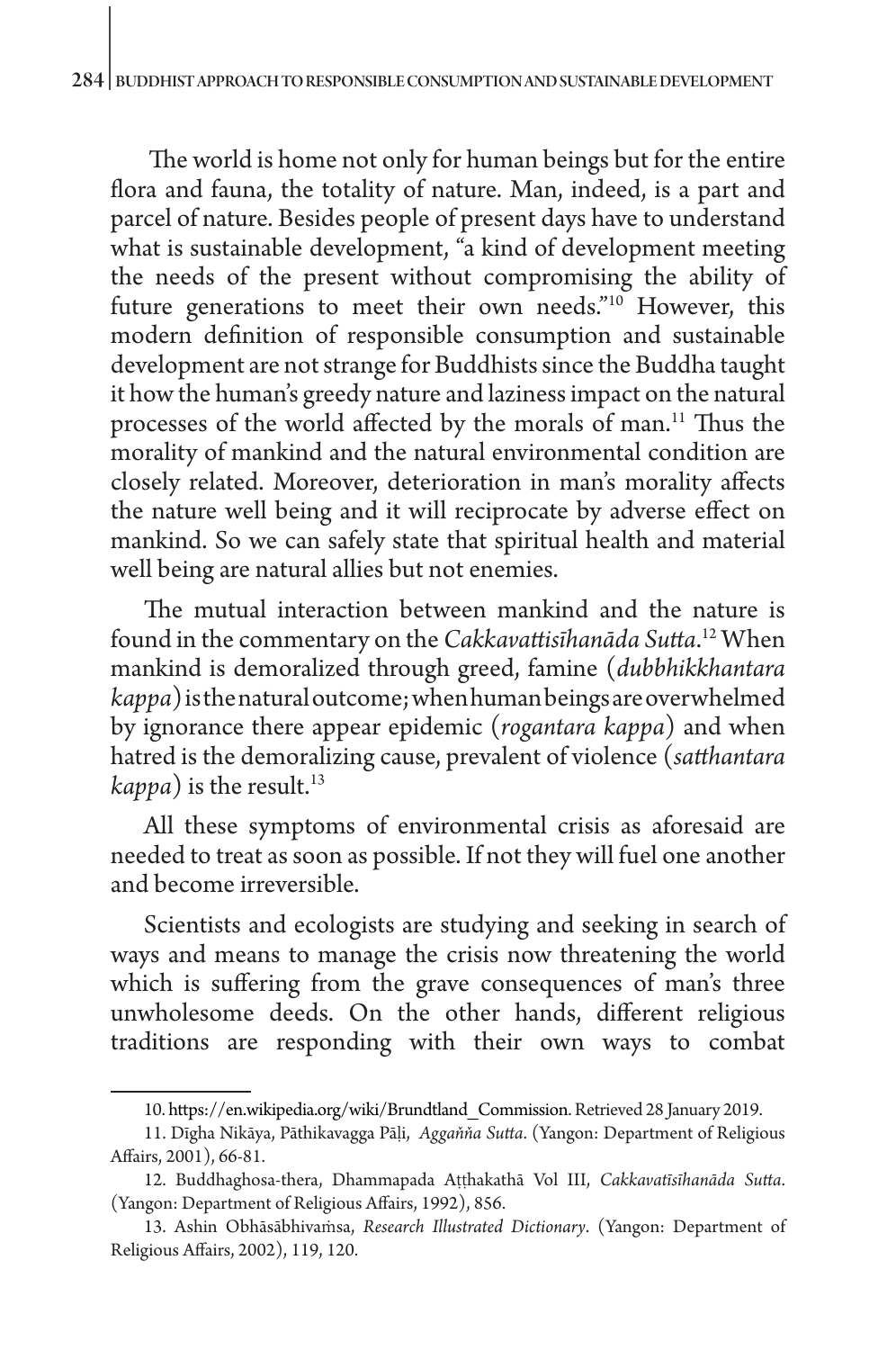The world is home not only for human beings but for the entire flora and fauna, the totality of nature. Man, indeed, is a part and parcel of nature. Besides people of present days have to understand what is sustainable development, "a kind of development meeting the needs of the present without compromising the ability of future generations to meet their own needs."[10] However, this modern definition of responsible consumption and sustainable development are not strange for Buddhists since the Buddha taught it how the human's greedy nature and laziness impact on the natural processes of the world affected by the morals of man.[11] Thus the morality of mankind and the natural environmental condition are closely related. Moreover, deterioration in man's morality affects the nature well being and it will reciprocate by adverse effect on mankind. So we can safely state that spiritual health and material well being are natural allies but not enemies.

The mutual interaction between mankind and the nature is found in the commentary on the *Cakkavattisīhanāda Sutta*.[12] When mankind is demoralized through greed, famine (*dubbhikkhantara kappa*) is the natural outcome; when human beings are overwhelmed by ignorance there appear epidemic (*rogantara kappa*) and when hatred is the demoralizing cause, prevalent of violence (*satthantara kappa*) is the result.[13]

All these symptoms of environmental crisis as aforesaid are needed to treat as soon as possible. If not they will fuel one another and become irreversible.

Scientists and ecologists are studying and seeking in search of ways and means to manage the crisis now threatening the world which is suffering from the grave consequences of man's three unwholesome deeds. On the other hands, different religious traditions are responding with their own ways to combat

---

10. https://en.wikipedia.org/wiki/Brundtland_Commission. Retrieved 28 January 2019.

11. Dīgha Nikāya, Pāthikavagga Pāḷi, *Aggañña Sutta*. (Yangon: Department of Religious Affairs, 2001), 66-81.

12. Buddhaghosa-thera, Dhammapada Aṭṭhakathā Vol III, *Cakkavatīsīhanāda Sutta*. (Yangon: Department of Religious Affairs, 1992), 856.

13. Ashin Obhāsābhivaṁsa, *Research Illustrated Dictionary*. (Yangon: Department of Religious Affairs, 2002), 119, 120.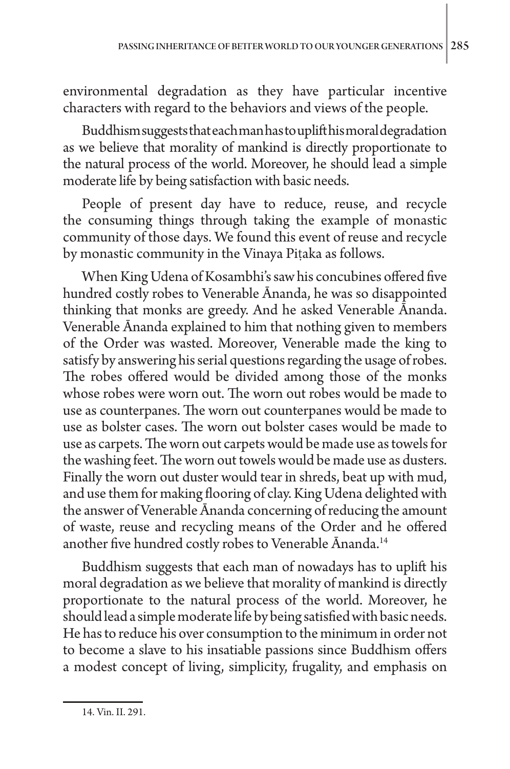environmental degradation as they have particular incentive characters with regard to the behaviors and views of the people.

Buddhism suggests that each man has to uplift his moral degradation as we believe that morality of mankind is directly proportionate to the natural process of the world. Moreover, he should lead a simple moderate life by being satisfaction with basic needs.

People of present day have to reduce, reuse, and recycle the consuming things through taking the example of monastic community of those days. We found this event of reuse and recycle by monastic community in the Vinaya Piṭaka as follows.

When King Udena of Kosambhi's saw his concubines offered five hundred costly robes to Venerable Ānanda, he was so disappointed thinking that monks are greedy. And he asked Venerable Ānanda. Venerable Ānanda explained to him that nothing given to members of the Order was wasted. Moreover, Venerable made the king to satisfy by answering his serial questions regarding the usage of robes. The robes offered would be divided among those of the monks whose robes were worn out. The worn out robes would be made to use as counterpanes. The worn out counterpanes would be made to use as bolster cases. The worn out bolster cases would be made to use as carpets. The worn out carpets would be made use as towels for the washing feet. The worn out towels would be made use as dusters. Finally the worn out duster would tear in shreds, beat up with mud, and use them for making flooring of clay. King Udena delighted with the answer of Venerable Ānanda concerning of reducing the amount of waste, reuse and recycling means of the Order and he offered another five hundred costly robes to Venerable Ānanda.[14]

Buddhism suggests that each man of nowadays has to uplift his moral degradation as we believe that morality of mankind is directly proportionate to the natural process of the world. Moreover, he should lead a simple moderate life by being satisfied with basic needs. He has to reduce his over consumption to the minimum in order not to become a slave to his insatiable passions since Buddhism offers a modest concept of living, simplicity, frugality, and emphasis on

14. Vin. II. 291.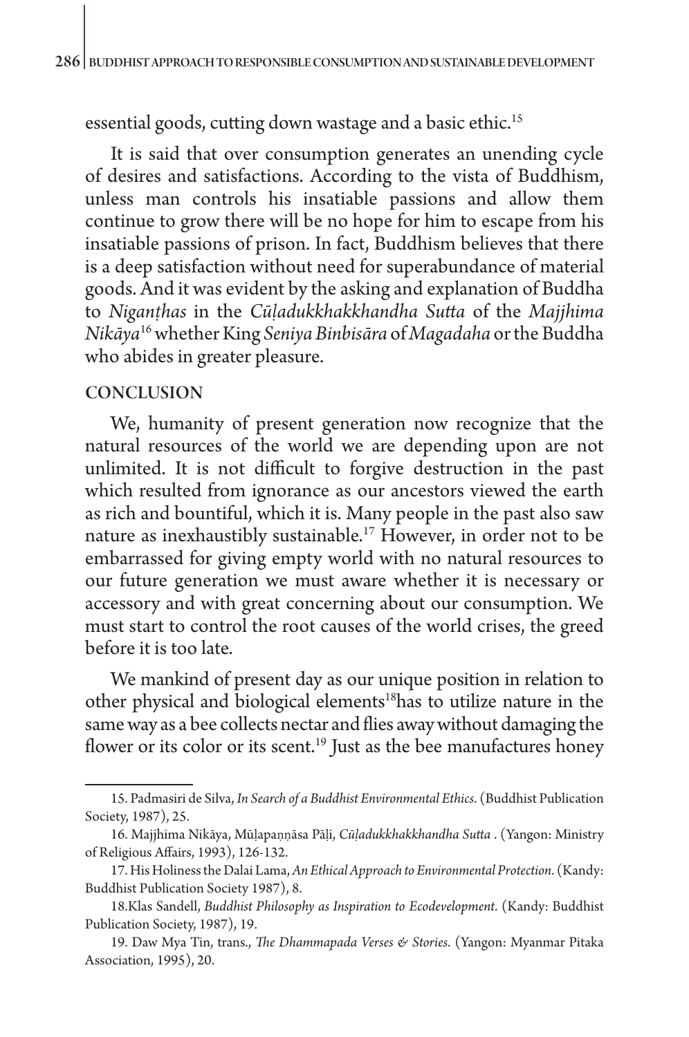essential goods, cutting down wastage and a basic ethic.[15]

It is said that over consumption generates an unending cycle of desires and satisfactions. According to the vista of Buddhism, unless man controls his insatiable passions and allow them continue to grow there will be no hope for him to escape from his insatiable passions of prison. In fact, Buddhism believes that there is a deep satisfaction without need for superabundance of material goods. And it was evident by the asking and explanation of Buddha to *Nigaṇṭhas* in the *Cūḷadukkhakkhandha Sutta* of the *Majjhima Nikāya*[16] whether King *Seniya Binbisāra* of *Magadaha* or the Buddha who abides in greater pleasure.

## CONCLUSION

We, humanity of present generation now recognize that the natural resources of the world we are depending upon are not unlimited. It is not difficult to forgive destruction in the past which resulted from ignorance as our ancestors viewed the earth as rich and bountiful, which it is. Many people in the past also saw nature as inexhaustibly sustainable.[17] However, in order not to be embarrassed for giving empty world with no natural resources to our future generation we must aware whether it is necessary or accessory and with great concerning about our consumption. We must start to control the root causes of the world crises, the greed before it is too late.

We mankind of present day as our unique position in relation to other physical and biological elements[18]has to utilize nature in the same way as a bee collects nectar and flies away without damaging the flower or its color or its scent.[19] Just as the bee manufactures honey

---

15. Padmasiri de Silva, *In Search of a Buddhist Environmental Ethics*. (Buddhist Publication Society, 1987), 25.

16. Majjhima Nikāya, Mūḷapaṇṇāsa Pāḷi, *Cūḷadukkhakkhandha Sutta* . (Yangon: Ministry of Religious Affairs, 1993), 126-132.

17. His Holiness the Dalai Lama, *An Ethical Approach to Environmental Protection*. (Kandy: Buddhist Publication Society 1987), 8.

18.Klas Sandell, *Buddhist Philosophy as Inspiration to Ecodevelopment*. (Kandy: Buddhist Publication Society, 1987), 19.

19. Daw Mya Tin, trans., *The Dhammapada Verses & Stories*. (Yangon: Myanmar Pitaka Association, 1995), 20.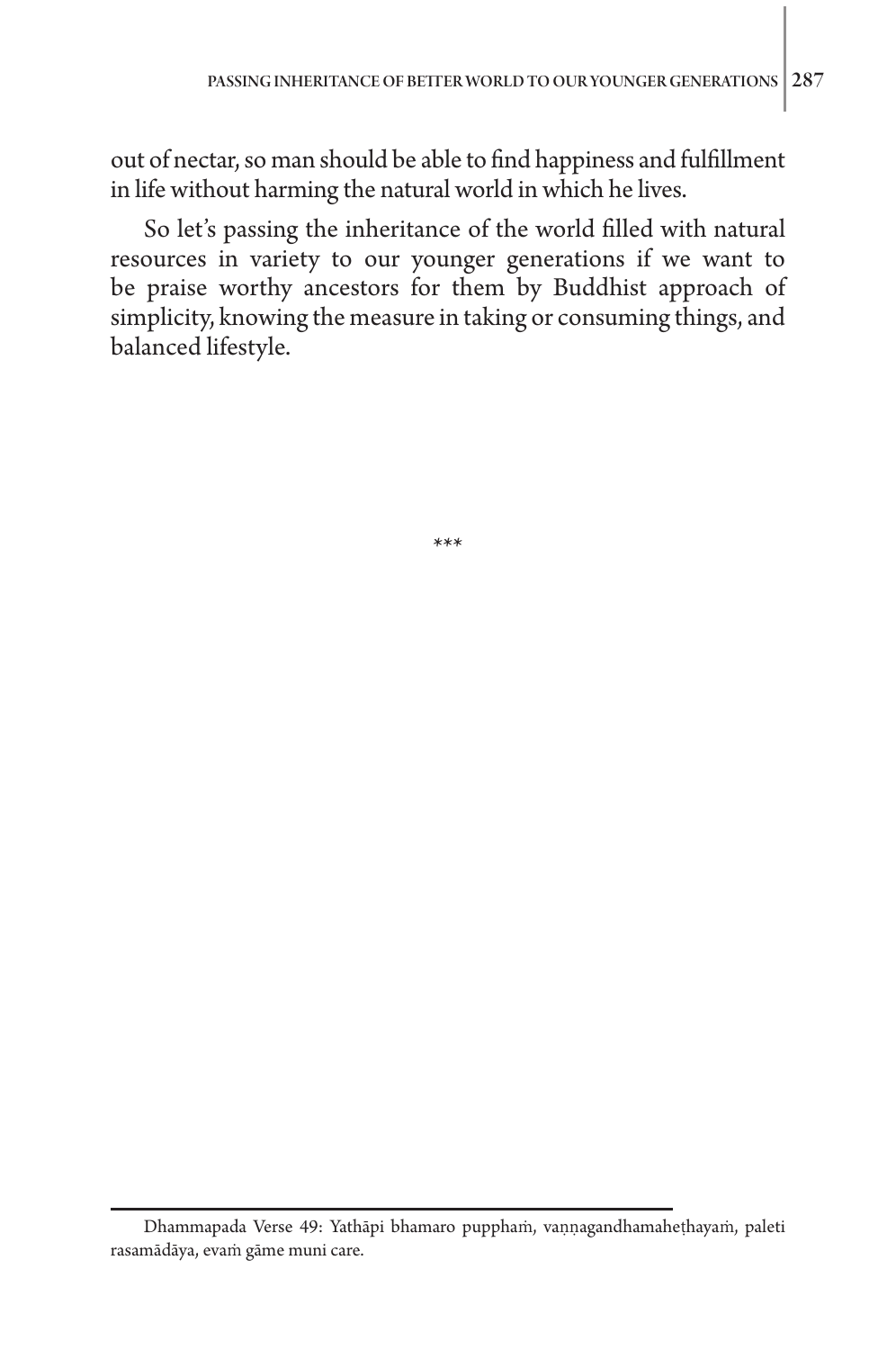out of nectar, so man should be able to find happiness and fulfillment in life without harming the natural world in which he lives.

So let's passing the inheritance of the world filled with natural resources in variety to our younger generations if we want to be praise worthy ancestors for them by Buddhist approach of simplicity, knowing the measure in taking or consuming things, and balanced lifestyle.

***

---

Dhammapada Verse 49: Yathāpi bhamaro pupphaṁ, vaṇṇagandhamaheṭhayaṁ, paleti rasamādāya, evaṁ gāme muni care.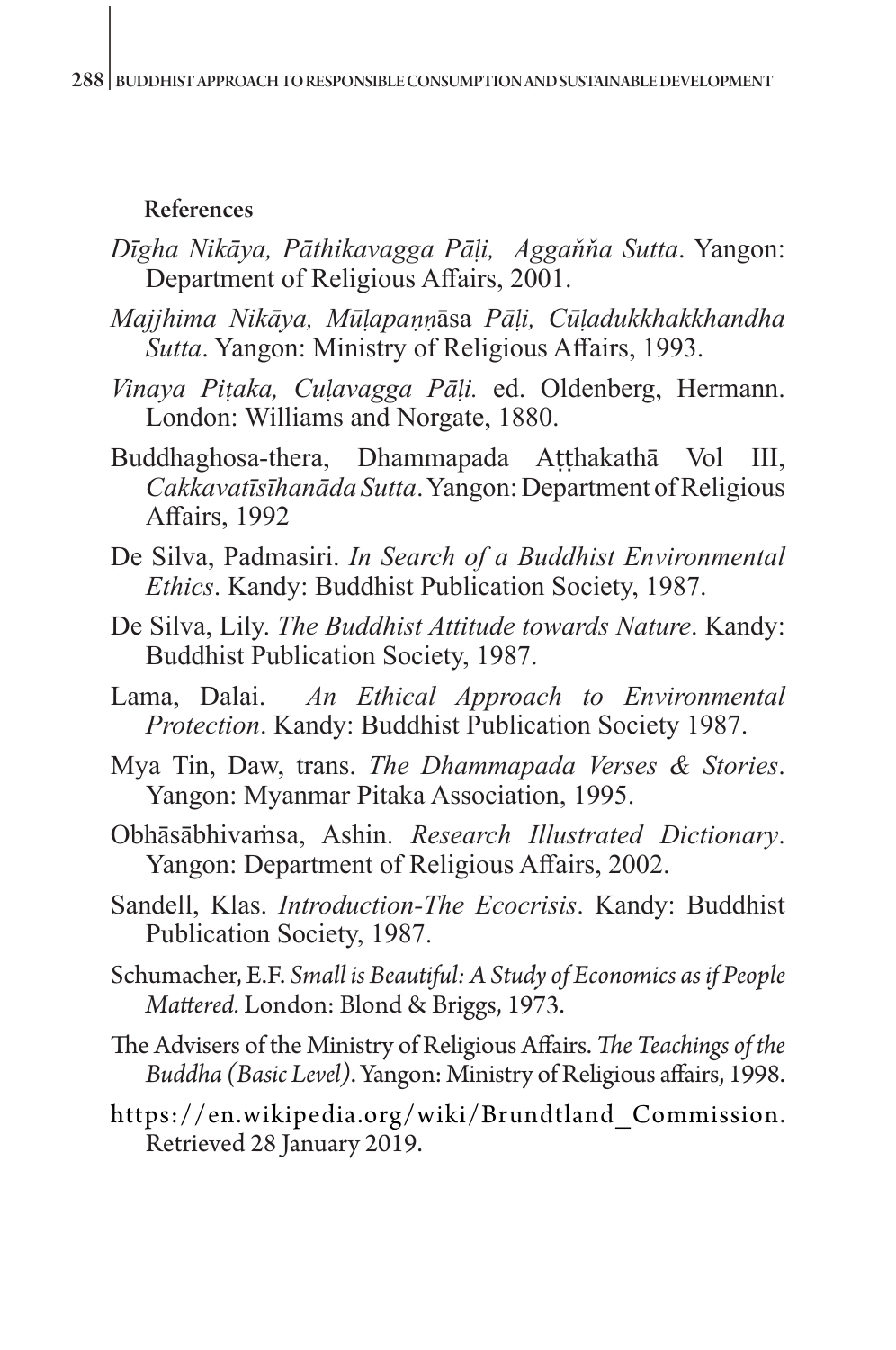## References

*Dīgha Nikāya, Pāthikavagga Pāḷi, Aggañña Sutta*. Yangon: Department of Religious Affairs, 2001.

*Majjhima Nikāya, Mūḷapaṇṇ*āsa *Pāḷi, Cūḷadukkhakkhandha Sutta*. Yangon: Ministry of Religious Affairs, 1993.

*Vinaya Piṭaka, Cuḷavagga Pāḷi.* ed. Oldenberg, Hermann. London: Williams and Norgate, 1880.

Buddhaghosa-thera, Dhammapada Aṭṭhakathā Vol III, *Cakkavatīsīhanāda Sutta*. Yangon: Department of Religious Affairs, 1992

De Silva, Padmasiri. *In Search of a Buddhist Environmental Ethics*. Kandy: Buddhist Publication Society, 1987.

De Silva, Lily. *The Buddhist Attitude towards Nature*. Kandy: Buddhist Publication Society, 1987.

Lama, Dalai. *An Ethical Approach to Environmental Protection*. Kandy: Buddhist Publication Society 1987.

Mya Tin, Daw, trans. *The Dhammapada Verses & Stories*. Yangon: Myanmar Pitaka Association, 1995.

Obhāsābhivaṁsa, Ashin. *Research Illustrated Dictionary*. Yangon: Department of Religious Affairs, 2002.

Sandell, Klas. *Introduction-The Ecocrisis*. Kandy: Buddhist Publication Society, 1987.

Schumacher, E.F. *Small is Beautiful: A Study of Economics as if People Mattered*. London: Blond & Briggs, 1973.

The Advisers of the Ministry of Religious Affairs. *The Teachings of the Buddha (Basic Level)*. Yangon: Ministry of Religious affairs, 1998.

https://en.wikipedia.org/wiki/Brundtland_Commission. Retrieved 28 January 2019.